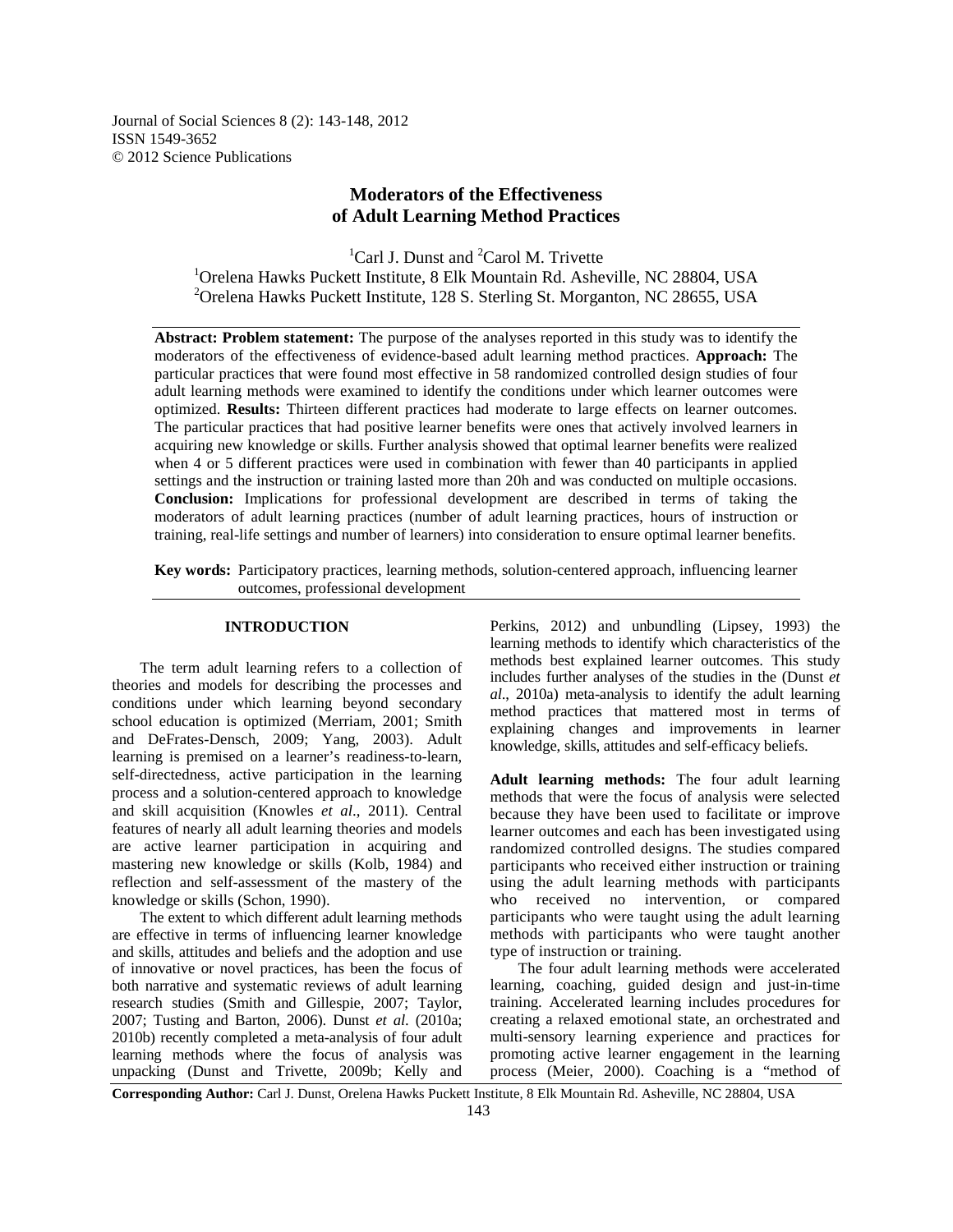# Moderators of the Effectiveness of Adult Learning Method Practices

[1]Carl J. Dunst and [2]Carol M. Trivette

[1]Orelena Hawks Puckett Institute, 8 Elk Mountain Rd. Asheville, NC 28804, USA
[2]Orelena Hawks Puckett Institute, 128 S. Sterling St. Morganton, NC 28655, USA

**Abstract: Problem statement:** The purpose of the analyses reported in this study was to identify the moderators of the effectiveness of evidence-based adult learning method practices. **Approach:** The particular practices that were found most effective in 58 randomized controlled design studies of four adult learning methods were examined to identify the conditions under which learner outcomes were optimized. **Results:** Thirteen different practices had moderate to large effects on learner outcomes. The particular practices that had positive learner benefits were ones that actively involved learners in acquiring new knowledge or skills. Further analysis showed that optimal learner benefits were realized when 4 or 5 different practices were used in combination with fewer than 40 participants in applied settings and the instruction or training lasted more than 20h and was conducted on multiple occasions. **Conclusion:** Implications for professional development are described in terms of taking the moderators of adult learning practices (number of adult learning practices, hours of instruction or training, real-life settings and number of learners) into consideration to ensure optimal learner benefits.

**Key words:** Participatory practices, learning methods, solution-centered approach, influencing learner outcomes, professional development

## INTRODUCTION

The term adult learning refers to a collection of theories and models for describing the processes and conditions under which learning beyond secondary school education is optimized (Merriam, 2001; Smith and DeFrates-Densch, 2009; Yang, 2003). Adult learning is premised on a learner's readiness-to-learn, self-directedness, active participation in the learning process and a solution-centered approach to knowledge and skill acquisition (Knowles *et al*., 2011). Central features of nearly all adult learning theories and models are active learner participation in acquiring and mastering new knowledge or skills (Kolb, 1984) and reflection and self-assessment of the mastery of the knowledge or skills (Schon, 1990).

The extent to which different adult learning methods are effective in terms of influencing learner knowledge and skills, attitudes and beliefs and the adoption and use of innovative or novel practices, has been the focus of both narrative and systematic reviews of adult learning research studies (Smith and Gillespie, 2007; Taylor, 2007; Tusting and Barton, 2006). Dunst *et al.* (2010a; 2010b) recently completed a meta-analysis of four adult learning methods where the focus of analysis was unpacking (Dunst and Trivette, 2009b; Kelly and Perkins, 2012) and unbundling (Lipsey, 1993) the learning methods to identify which characteristics of the methods best explained learner outcomes. This study includes further analyses of the studies in the (Dunst *et al*., 2010a) meta-analysis to identify the adult learning method practices that mattered most in terms of explaining changes and improvements in learner knowledge, skills, attitudes and self-efficacy beliefs.

**Adult learning methods:** The four adult learning methods that were the focus of analysis were selected because they have been used to facilitate or improve learner outcomes and each has been investigated using randomized controlled designs. The studies compared participants who received either instruction or training using the adult learning methods with participants who received no intervention, or compared participants who were taught using the adult learning methods with participants who were taught another type of instruction or training.

The four adult learning methods were accelerated learning, coaching, guided design and just-in-time training. Accelerated learning includes procedures for creating a relaxed emotional state, an orchestrated and multi-sensory learning experience and practices for promoting active learner engagement in the learning process (Meier, 2000). Coaching is a "method of

**Corresponding Author:** Carl J. Dunst, Orelena Hawks Puckett Institute, 8 Elk Mountain Rd. Asheville, NC 28804, USA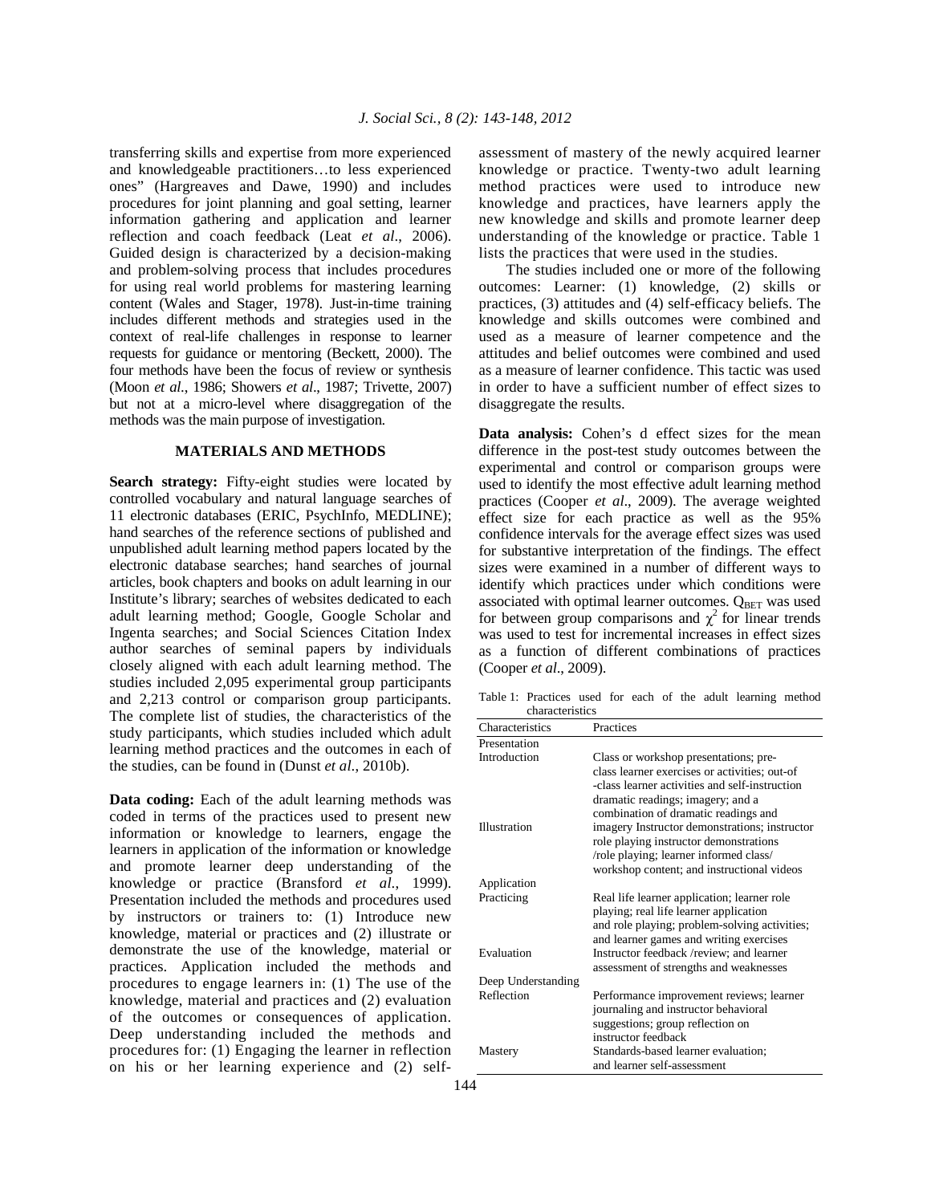transferring skills and expertise from more experienced and knowledgeable practitioners…to less experienced ones" (Hargreaves and Dawe, 1990) and includes procedures for joint planning and goal setting, learner information gathering and application and learner reflection and coach feedback (Leat *et al*., 2006). Guided design is characterized by a decision-making and problem-solving process that includes procedures for using real world problems for mastering learning content (Wales and Stager, 1978). Just-in-time training includes different methods and strategies used in the context of real-life challenges in response to learner requests for guidance or mentoring (Beckett, 2000). The four methods have been the focus of review or synthesis (Moon *et al*., 1986; Showers *et al*., 1987; Trivette, 2007) but not at a micro-level where disaggregation of the methods was the main purpose of investigation.

## MATERIALS AND METHODS

**Search strategy:** Fifty-eight studies were located by controlled vocabulary and natural language searches of 11 electronic databases (ERIC, PsychInfo, MEDLINE); hand searches of the reference sections of published and unpublished adult learning method papers located by the electronic database searches; hand searches of journal articles, book chapters and books on adult learning in our Institute's library; searches of websites dedicated to each adult learning method; Google, Google Scholar and Ingenta searches; and Social Sciences Citation Index author searches of seminal papers by individuals closely aligned with each adult learning method. The studies included 2,095 experimental group participants and 2,213 control or comparison group participants. The complete list of studies, the characteristics of the study participants, which studies included which adult learning method practices and the outcomes in each of the studies, can be found in (Dunst *et al*., 2010b).

**Data coding:** Each of the adult learning methods was coded in terms of the practices used to present new information or knowledge to learners, engage the learners in application of the information or knowledge and promote learner deep understanding of the knowledge or practice (Bransford *et al*., 1999). Presentation included the methods and procedures used by instructors or trainers to: (1) Introduce new knowledge, material or practices and (2) illustrate or demonstrate the use of the knowledge, material or practices. Application included the methods and procedures to engage learners in: (1) The use of the knowledge, material and practices and (2) evaluation of the outcomes or consequences of application. Deep understanding included the methods and procedures for: (1) Engaging the learner in reflection on his or her learning experience and (2) self-assessment of mastery of the newly acquired learner knowledge or practice. Twenty-two adult learning method practices were used to introduce new knowledge and practices, have learners apply the new knowledge and skills and promote learner deep understanding of the knowledge or practice. Table 1 lists the practices that were used in the studies.

The studies included one or more of the following outcomes: Learner: (1) knowledge, (2) skills or practices, (3) attitudes and (4) self-efficacy beliefs. The knowledge and skills outcomes were combined and used as a measure of learner competence and the attitudes and belief outcomes were combined and used as a measure of learner confidence. This tactic was used in order to have a sufficient number of effect sizes to disaggregate the results.

**Data analysis:** Cohen's d effect sizes for the mean difference in the post-test study outcomes between the experimental and control or comparison groups were used to identify the most effective adult learning method practices (Cooper *et al*., 2009). The average weighted effect size for each practice as well as the 95% confidence intervals for the average effect sizes was used for substantive interpretation of the findings. The effect sizes were examined in a number of different ways to identify which practices under which conditions were associated with optimal learner outcomes. $Q_{BET}$ was used for between group comparisons and $\chi^2$ for linear trends was used to test for incremental increases in effect sizes as a function of different combinations of practices (Cooper *et al*., 2009).

Table 1: Practices used for each of the adult learning method characteristics

| Characteristics | Practices |
|---|---|
| Presentation | |
| Introduction | Class or workshop presentations; pre-class learner exercises or activities; out-of-class learner activities and self-instruction dramatic readings; imagery; and a combination of dramatic readings and imagery |
| Illustration | Instructor demonstrations; instructor role playing instructor demonstrations /role playing; learner informed class/workshop content; and instructional videos |
| Application | |
| Practicing | Real life learner application; learner role playing; real life learner application and role playing; problem-solving activities; and learner games and writing exercises |
| Evaluation | Instructor feedback /review; and learner assessment of strengths and weaknesses |
| Deep Understanding | |
| Reflection | Performance improvement reviews; learner journaling and instructor behavioral suggestions; group reflection on instructor feedback |
| Mastery | Standards-based learner evaluation; and learner self-assessment |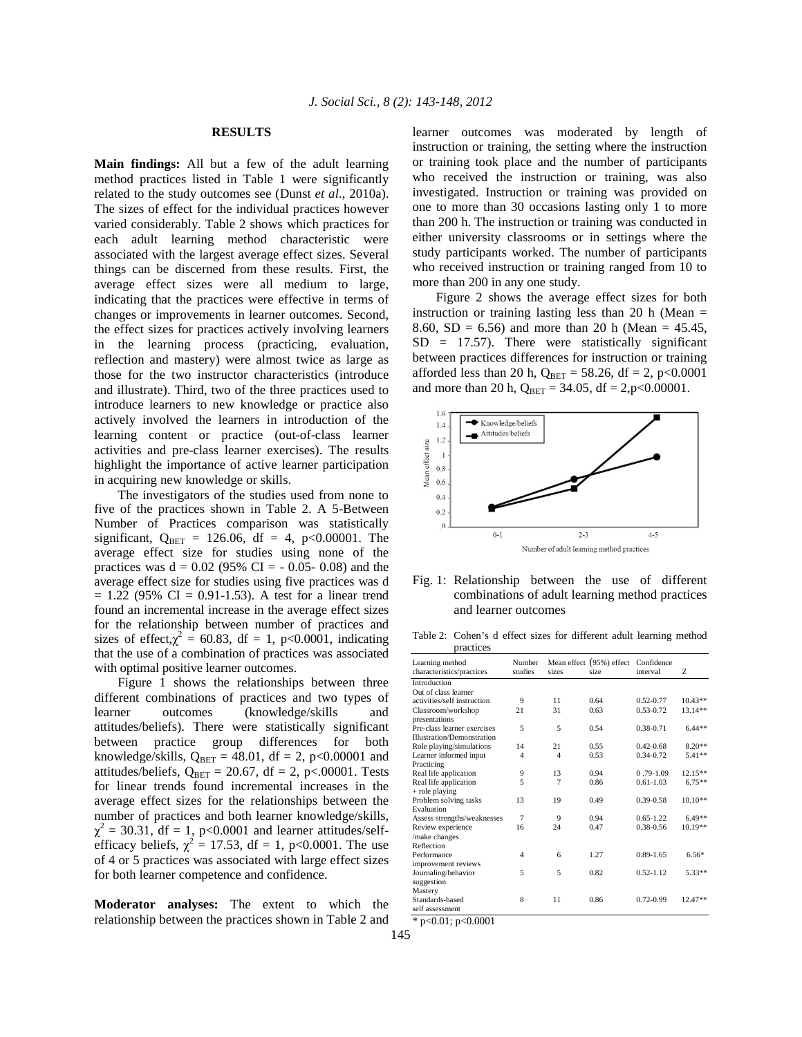## RESULTS

**Main findings:** All but a few of the adult learning method practices listed in Table 1 were significantly related to the study outcomes see (Dunst *et al*., 2010a). The sizes of effect for the individual practices however varied considerably. Table 2 shows which practices for each adult learning method characteristic were associated with the largest average effect sizes. Several things can be discerned from these results. First, the average effect sizes were all medium to large, indicating that the practices were effective in terms of changes or improvements in learner outcomes. Second, the effect sizes for practices actively involving learners in the learning process (practicing, evaluation, reflection and mastery) were almost twice as large as those for the two instructor characteristics (introduce and illustrate). Third, two of the three practices used to introduce learners to new knowledge or practice also actively involved the learners in introduction of the learning content or practice (out-of-class learner activities and pre-class learner exercises). The results highlight the importance of active learner participation in acquiring new knowledge or skills.

The investigators of the studies used from none to five of the practices shown in Table 2. A 5-Between Number of Practices comparison was statistically significant, $Q_{BET}$ = 126.06, df = 4, p<0.00001. The average effect size for studies using none of the practices was d = 0.02 (95% CI = - 0.05- 0.08) and the average effect size for studies using five practices was d = 1.22 (95% CI = 0.91-1.53). A test for a linear trend found an incremental increase in the average effect sizes for the relationship between number of practices and sizes of effect,$\chi^2$ = 60.83, df = 1, p<0.0001, indicating that the use of a combination of practices was associated with optimal positive learner outcomes.

Figure 1 shows the relationships between three different combinations of practices and two types of learner outcomes (knowledge/skills and attitudes/beliefs). There were statistically significant between practice group differences for both knowledge/skills, $Q_{BET}$ = 48.01, df = 2, p<0.00001 and attitudes/beliefs, $Q_{BET}$ = 20.67, df = 2, p<.00001. Tests for linear trends found incremental increases in the average effect sizes for the relationships between the number of practices and both learner knowledge/skills, $\chi^2$ = 30.31, df = 1, p<0.0001 and learner attitudes/self-efficacy beliefs, $\chi^2$ = 17.53, df = 1, p<0.0001. The use of 4 or 5 practices was associated with large effect sizes for both learner competence and confidence.

**Moderator analyses:** The extent to which the relationship between the practices shown in Table 2 and learner outcomes was moderated by length of instruction or training, the setting where the instruction or training took place and the number of participants who received the instruction or training, was also investigated. Instruction or training was provided on one to more than 30 occasions lasting only 1 to more than 200 h. The instruction or training was conducted in either university classrooms or in settings where the study participants worked. The number of participants who received instruction or training ranged from 10 to more than 200 in any one study.

Figure 2 shows the average effect sizes for both instruction or training lasting less than 20 h (Mean = 8.60, SD = 6.56) and more than 20 h (Mean = 45.45, SD = 17.57). There were statistically significant between practices differences for instruction or training afforded less than 20 h, $Q_{BET}$ = 58.26, df = 2, p<0.0001 and more than 20 h, $Q_{BET}$ = 34.05, df = 2,p<0.00001.

Fig. 1: Relationship between the use of different combinations of adult learning method practices and learner outcomes

Table 2: Cohen's d effect sizes for different adult learning method practices

| Learning method characteristics/practices | Number studies | Mean effect sizes | (95%) effect size | Confidence interval | Z |
|---|---|---|---|---|---|
| Introduction | | | | | |
| Out of class learner activities/self instruction | 9 | 11 | 0.64 | 0.52-0.77 | 10.43** |
| Classroom/workshop presentations | 21 | 31 | 0.63 | 0.53-0.72 | 13.14** |
| Pre-class learner exercises | 5 | 5 | 0.54 | 0.38-0.71 | 6.44** |
| Illustration/Demonstration | | | | | |
| Role playing/simulations | 14 | 21 | 0.55 | 0.42-0.68 | 8.20** |
| Learner informed input | 4 | 4 | 0.53 | 0.34-0.72 | 5.41** |
| Practicing | | | | | |
| Real life application | 9 | 13 | 0.94 | 0 .79-1.09 | 12.15** |
| Real life application + role playing | 5 | 7 | 0.86 | 0.61-1.03 | 6.75** |
| Problem solving tasks | 13 | 19 | 0.49 | 0.39-0.58 | 10.10** |
| Evaluation | | | | | |
| Assess strengths/weaknesses | 7 | 9 | 0.94 | 0.65-1.22 | 6.49** |
| Review experience /make changes | 16 | 24 | 0.47 | 0.38-0.56 | 10.19** |
| Reflection | | | | | |
| Performance improvement reviews | 4 | 6 | 1.27 | 0.89-1.65 | 6.56* |
| Journaling/behavior suggestion | 5 | 5 | 0.82 | 0.52-1.12 | 5.33** |
| Mastery | | | | | |
| Standards-based self assessment | 8 | 11 | 0.86 | 0.72-0.99 | 12.47** |

\* p<0.01; p<0.0001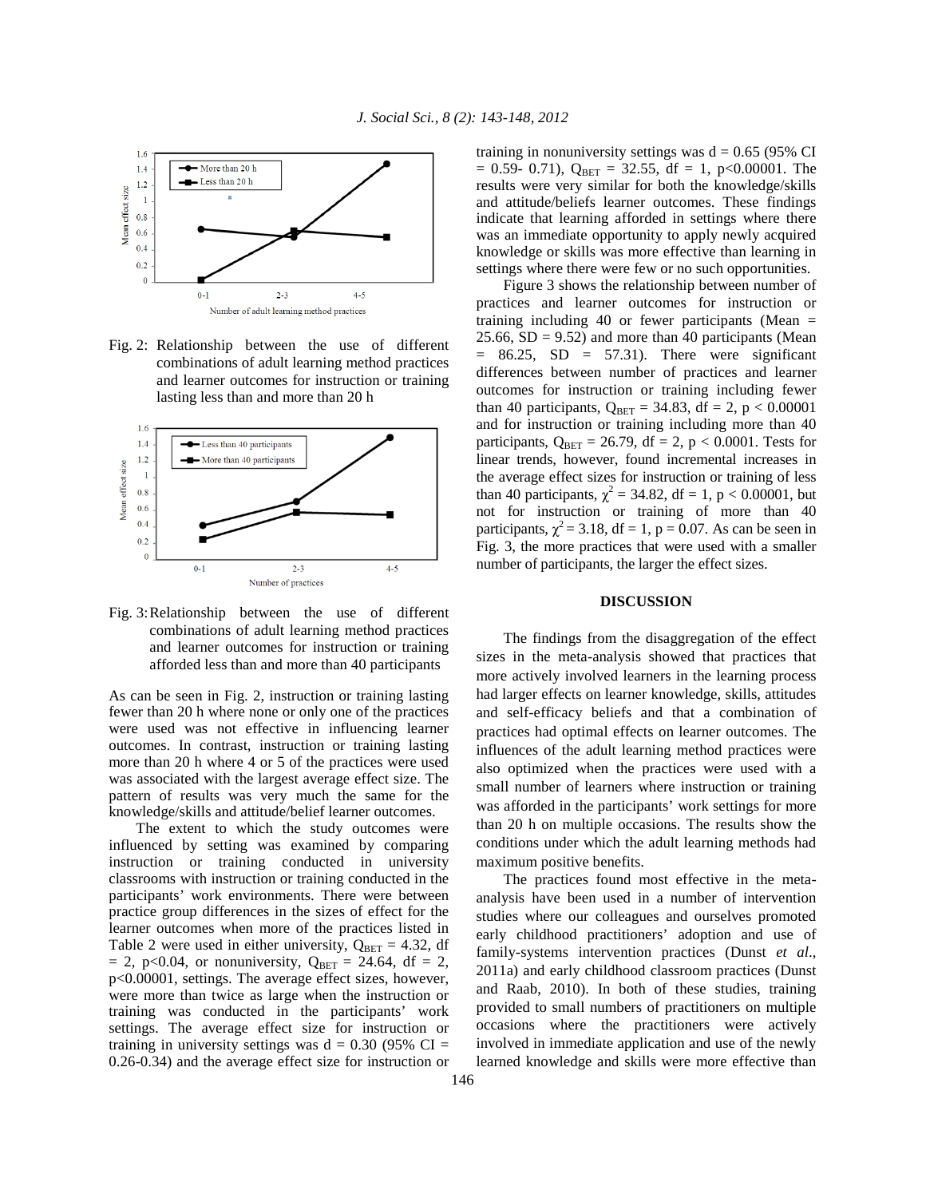Fig. 2: Relationship between the use of different combinations of adult learning method practices and learner outcomes for instruction or training lasting less than and more than 20 h

Fig. 3: Relationship between the use of different combinations of adult learning method practices and learner outcomes for instruction or training afforded less than and more than 40 participants

As can be seen in Fig. 2, instruction or training lasting fewer than 20 h where none or only one of the practices were used was not effective in influencing learner outcomes. In contrast, instruction or training lasting more than 20 h where 4 or 5 of the practices were used was associated with the largest average effect size. The pattern of results was very much the same for the knowledge/skills and attitude/belief learner outcomes.

The extent to which the study outcomes were influenced by setting was examined by comparing instruction or training conducted in university classrooms with instruction or training conducted in the participants' work environments. There were between practice group differences in the sizes of effect for the learner outcomes when more of the practices listed in Table 2 were used in either university, $Q_{BET} = 4.32$, df = 2, p<0.04, or nonuniversity, $Q_{BET} = 24.64$, df = 2, p<0.00001, settings. The average effect sizes, however, were more than twice as large when the instruction or training was conducted in the participants' work settings. The average effect size for instruction or training in university settings was d = 0.30 (95% CI = 0.26-0.34) and the average effect size for instruction or training in nonuniversity settings was d = 0.65 (95% CI = 0.59- 0.71), $Q_{BET} = 32.55$, df = 1, p<0.00001. The results were very similar for both the knowledge/skills and attitude/beliefs learner outcomes. These findings indicate that learning afforded in settings where there was an immediate opportunity to apply newly acquired knowledge or skills was more effective than learning in settings where there were few or no such opportunities.

Figure 3 shows the relationship between number of practices and learner outcomes for instruction or training including 40 or fewer participants (Mean = 25.66, SD = 9.52) and more than 40 participants (Mean = 86.25, SD = 57.31). There were significant differences between number of practices and learner outcomes for instruction or training including fewer than 40 participants, $Q_{BET} = 34.83$, df = 2, p < 0.00001 and for instruction or training including more than 40 participants, $Q_{BET} = 26.79$, df = 2, p < 0.0001. Tests for linear trends, however, found incremental increases in the average effect sizes for instruction or training of less than 40 participants, $\chi^2 = 34.82$, df = 1, p < 0.00001, but not for instruction or training of more than 40 participants, $\chi^2 = 3.18$, df = 1, p = 0.07. As can be seen in Fig. 3, the more practices that were used with a smaller number of participants, the larger the effect sizes.

## DISCUSSION

The findings from the disaggregation of the effect sizes in the meta-analysis showed that practices that more actively involved learners in the learning process had larger effects on learner knowledge, skills, attitudes and self-efficacy beliefs and that a combination of practices had optimal effects on learner outcomes. The influences of the adult learning method practices were also optimized when the practices were used with a small number of learners where instruction or training was afforded in the participants' work settings for more than 20 h on multiple occasions. The results show the conditions under which the adult learning methods had maximum positive benefits.

The practices found most effective in the meta-analysis have been used in a number of intervention studies where our colleagues and ourselves promoted early childhood practitioners' adoption and use of family-systems intervention practices (Dunst *et al*., 2011a) and early childhood classroom practices (Dunst and Raab, 2010). In both of these studies, training provided to small numbers of practitioners on multiple occasions where the practitioners were actively involved in immediate application and use of the newly learned knowledge and skills were more effective than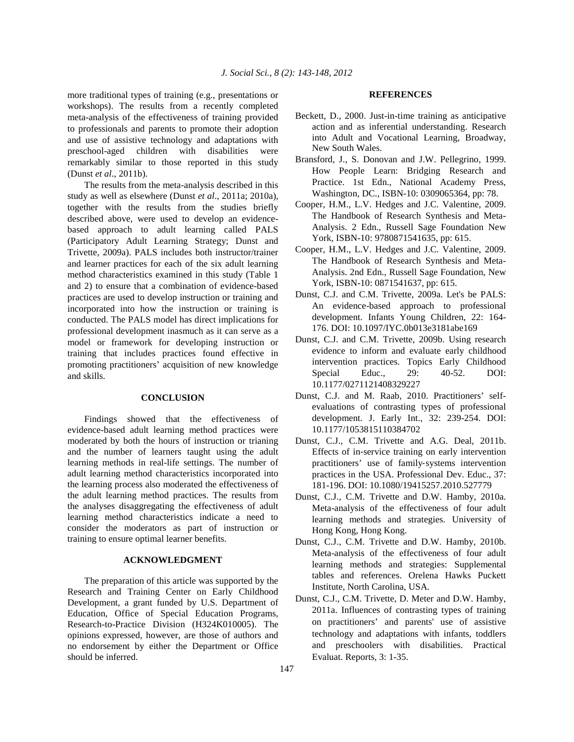more traditional types of training (e.g., presentations or workshops). The results from a recently completed meta-analysis of the effectiveness of training provided to professionals and parents to promote their adoption and use of assistive technology and adaptations with preschool-aged children with disabilities were remarkably similar to those reported in this study (Dunst *et al*., 2011b).

The results from the meta-analysis described in this study as well as elsewhere (Dunst *et al*., 2011a; 2010a), together with the results from the studies briefly described above, were used to develop an evidence-based approach to adult learning called PALS (Participatory Adult Learning Strategy; Dunst and Trivette, 2009a). PALS includes both instructor/trainer and learner practices for each of the six adult learning method characteristics examined in this study (Table 1 and 2) to ensure that a combination of evidence-based practices are used to develop instruction or training and incorporated into how the instruction or training is conducted. The PALS model has direct implications for professional development inasmuch as it can serve as a model or framework for developing instruction or training that includes practices found effective in promoting practitioners' acquisition of new knowledge and skills.

## CONCLUSION

Findings showed that the effectiveness of evidence-based adult learning method practices were moderated by both the hours of instruction or trianing and the number of learners taught using the adult learning methods in real-life settings. The number of adult learning method characteristics incorporated into the learning process also moderated the effectiveness of the adult learning method practices. The results from the analyses disaggregating the effectiveness of adult learning method characteristics indicate a need to consider the moderators as part of instruction or training to ensure optimal learner benefits.

## ACKNOWLEDGMENT

The preparation of this article was supported by the Research and Training Center on Early Childhood Development, a grant funded by U.S. Department of Education, Office of Special Education Programs, Research-to-Practice Division (H324K010005). The opinions expressed, however, are those of authors and no endorsement by either the Department or Office should be inferred.

## REFERENCES

Beckett, D., 2000. Just-in-time training as anticipative action and as inferential understanding. Research into Adult and Vocational Learning, Broadway, New South Wales.

Bransford, J., S. Donovan and J.W. Pellegrino, 1999. How People Learn: Bridging Research and Practice. 1st Edn., National Academy Press, Washington, DC., ISBN-10: 0309065364, pp: 78.

Cooper, H.M., L.V. Hedges and J.C. Valentine, 2009. The Handbook of Research Synthesis and Meta-Analysis. 2 Edn., Russell Sage Foundation New York, ISBN-10: 9780871541635, pp: 615.

Cooper, H.M., L.V. Hedges and J.C. Valentine, 2009. The Handbook of Research Synthesis and Meta-Analysis. 2nd Edn., Russell Sage Foundation, New York, ISBN-10: 0871541637, pp: 615.

Dunst, C.J. and C.M. Trivette, 2009a. Let's be PALS: An evidence-based approach to professional development. Infants Young Children, 22: 164-176. DOI: 10.1097/IYC.0b013e3181abe169

Dunst, C.J. and C.M. Trivette, 2009b. Using research evidence to inform and evaluate early childhood intervention practices. Topics Early Childhood Special Educ., 29: 40-52. DOI: 10.1177/0271121408329227

Dunst, C.J. and M. Raab, 2010. Practitioners' self-evaluations of contrasting types of professional development. J. Early Int., 32: 239-254. DOI: 10.1177/1053815110384702

Dunst, C.J., C.M. Trivette and A.G. Deal, 2011b. Effects of in-service training on early intervention practitioners' use of family-systems intervention practices in the USA. Professional Dev. Educ., 37: 181-196. DOI: 10.1080/19415257.2010.527779

Dunst, C.J., C.M. Trivette and D.W. Hamby, 2010a. Meta-analysis of the effectiveness of four adult learning methods and strategies. University of Hong Kong, Hong Kong.

Dunst, C.J., C.M. Trivette and D.W. Hamby, 2010b. Meta-analysis of the effectiveness of four adult learning methods and strategies: Supplemental tables and references. Orelena Hawks Puckett Institute, North Carolina, USA.

Dunst, C.J., C.M. Trivette, D. Meter and D.W. Hamby, 2011a. Influences of contrasting types of training on practitioners' and parents' use of assistive technology and adaptations with infants, toddlers and preschoolers with disabilities. Practical Evaluat. Reports, 3: 1-35.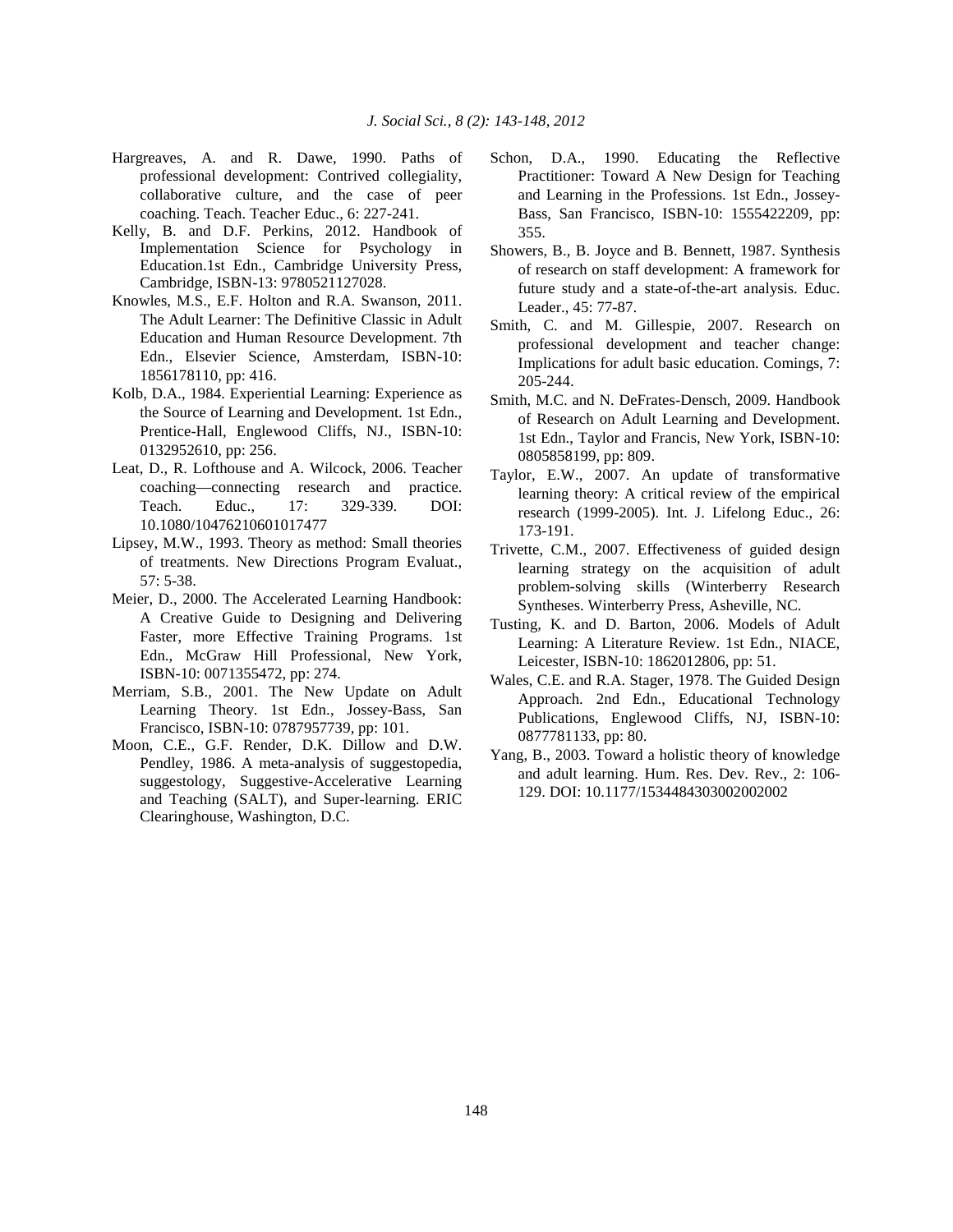Hargreaves, A. and R. Dawe, 1990. Paths of professional development: Contrived collegiality, collaborative culture, and the case of peer coaching. Teach. Teacher Educ., 6: 227-241.

Kelly, B. and D.F. Perkins, 2012. Handbook of Implementation Science for Psychology in Education.1st Edn., Cambridge University Press, Cambridge, ISBN-13: 9780521127028.

Knowles, M.S., E.F. Holton and R.A. Swanson, 2011. The Adult Learner: The Definitive Classic in Adult Education and Human Resource Development. 7th Edn., Elsevier Science, Amsterdam, ISBN-10: 1856178110, pp: 416.

Kolb, D.A., 1984. Experiential Learning: Experience as the Source of Learning and Development. 1st Edn., Prentice-Hall, Englewood Cliffs, NJ., ISBN-10: 0132952610, pp: 256.

Leat, D., R. Lofthouse and A. Wilcock, 2006. Teacher coaching—connecting research and practice. Teach. Educ., 17: 329-339. DOI: 10.1080/10476210601017477

Lipsey, M.W., 1993. Theory as method: Small theories of treatments. New Directions Program Evaluat., 57: 5-38.

Meier, D., 2000. The Accelerated Learning Handbook: A Creative Guide to Designing and Delivering Faster, more Effective Training Programs. 1st Edn., McGraw Hill Professional, New York, ISBN-10: 0071355472, pp: 274.

Merriam, S.B., 2001. The New Update on Adult Learning Theory. 1st Edn., Jossey-Bass, San Francisco, ISBN-10: 0787957739, pp: 101.

Moon, C.E., G.F. Render, D.K. Dillow and D.W. Pendley, 1986. A meta-analysis of suggestopedia, suggestology, Suggestive-Accelerative Learning and Teaching (SALT), and Super-learning. ERIC Clearinghouse, Washington, D.C.

Schon, D.A., 1990. Educating the Reflective Practitioner: Toward A New Design for Teaching and Learning in the Professions. 1st Edn., Jossey-Bass, San Francisco, ISBN-10: 1555422209, pp: 355.

Showers, B., B. Joyce and B. Bennett, 1987. Synthesis of research on staff development: A framework for future study and a state-of-the-art analysis. Educ. Leader., 45: 77-87.

Smith, C. and M. Gillespie, 2007. Research on professional development and teacher change: Implications for adult basic education. Comings, 7: 205-244.

Smith, M.C. and N. DeFrates-Densch, 2009. Handbook of Research on Adult Learning and Development. 1st Edn., Taylor and Francis, New York, ISBN-10: 0805858199, pp: 809.

Taylor, E.W., 2007. An update of transformative learning theory: A critical review of the empirical research (1999-2005). Int. J. Lifelong Educ., 26: 173-191.

Trivette, C.M., 2007. Effectiveness of guided design learning strategy on the acquisition of adult problem-solving skills (Winterberry Research Syntheses. Winterberry Press, Asheville, NC.

Tusting, K. and D. Barton, 2006. Models of Adult Learning: A Literature Review. 1st Edn., NIACE, Leicester, ISBN-10: 1862012806, pp: 51.

Wales, C.E. and R.A. Stager, 1978. The Guided Design Approach. 2nd Edn., Educational Technology Publications, Englewood Cliffs, NJ, ISBN-10: 0877781133, pp: 80.

Yang, B., 2003. Toward a holistic theory of knowledge and adult learning. Hum. Res. Dev. Rev., 2: 106-129. DOI: 10.1177/1534484303002002002